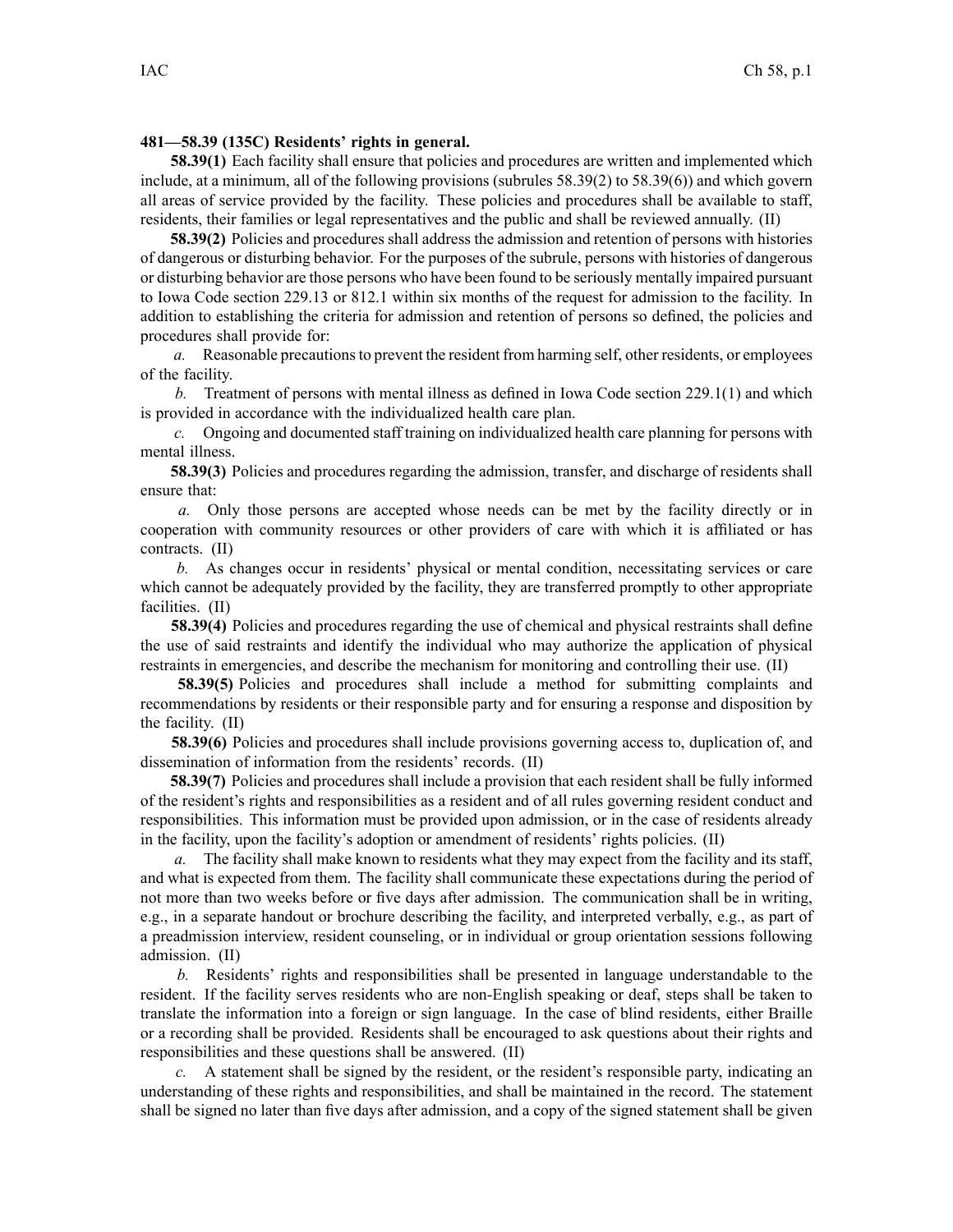**481—58.39 (135C) Residents' rights in general.**

**58.39(1)** Each facility shall ensure that policies and procedures are written and implemented which include, at a minimum, all of the following provisions (subrules 58.39(2) to 58.39(6)) and which govern all areas of service provided by the facility. These policies and procedures shall be available to staff, residents, their families or legal representatives and the public and shall be reviewed annually. (II)

**58.39(2)** Policies and procedures shall address the admission and retention of persons with histories of dangerous or disturbing behavior. For the purposes of the subrule, persons with histories of dangerous or disturbing behavior are those persons who have been found to be seriously mentally impaired pursuant to Iowa Code section 229.13 or 812.1 within six months of the request for admission to the facility. In addition to establishing the criteria for admission and retention of persons so defined, the policies and procedures shall provide for:

*a.* Reasonable precautions to prevent the resident from harming self, other residents, or employees of the facility.

*b.* Treatment of persons with mental illness as defined in Iowa Code section 229.1(1) and which is provided in accordance with the individualized health care plan.

*c.* Ongoing and documented staff training on individualized health care planning for persons with mental illness.

**58.39(3)** Policies and procedures regarding the admission, transfer, and discharge of residents shall ensure that:

*a.* Only those persons are accepted whose needs can be met by the facility directly or in cooperation with community resources or other providers of care with which it is affiliated or has contracts. (II)

*b.* As changes occur in residents' physical or mental condition, necessitating services or care which cannot be adequately provided by the facility, they are transferred promptly to other appropriate facilities. (II)

**58.39(4)** Policies and procedures regarding the use of chemical and physical restraints shall define the use of said restraints and identify the individual who may authorize the application of physical restraints in emergencies, and describe the mechanism for monitoring and controlling their use. (II)

**58.39(5)** Policies and procedures shall include a method for submitting complaints and recommendations by residents or their responsible party and for ensuring a response and disposition by the facility. (II)

**58.39(6)** Policies and procedures shall include provisions governing access to, duplication of, and dissemination of information from the residents' records. (II)

**58.39(7)** Policies and procedures shall include a provision that each resident shall be fully informed of the resident's rights and responsibilities as a resident and of all rules governing resident conduct and responsibilities. This information must be provided upon admission, or in the case of residents already in the facility, upon the facility's adoption or amendment of residents' rights policies. (II)

*a.* The facility shall make known to residents what they may expect from the facility and its staff, and what is expected from them. The facility shall communicate these expectations during the period of not more than two weeks before or five days after admission. The communication shall be in writing, e.g., in a separate handout or brochure describing the facility, and interpreted verbally, e.g., as part of a preadmission interview, resident counseling, or in individual or group orientation sessions following admission. (II)

*b.* Residents' rights and responsibilities shall be presented in language understandable to the resident. If the facility serves residents who are non-English speaking or deaf, steps shall be taken to translate the information into a foreign or sign language. In the case of blind residents, either Braille or a recording shall be provided. Residents shall be encouraged to ask questions about their rights and responsibilities and these questions shall be answered. (II)

*c.* A statement shall be signed by the resident, or the resident's responsible party, indicating an understanding of these rights and responsibilities, and shall be maintained in the record. The statement shall be signed no later than five days after admission, and a copy of the signed statement shall be given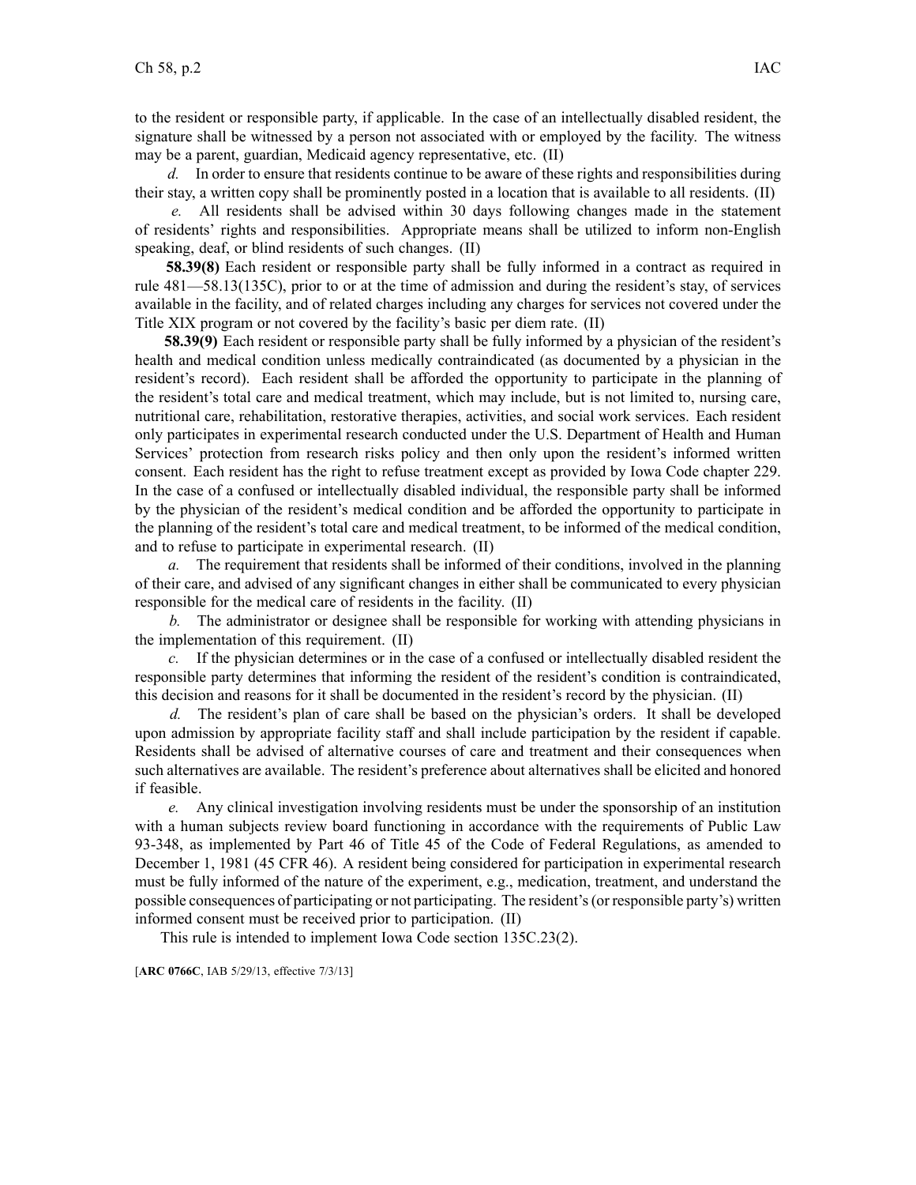to the resident or responsible party, if applicable. In the case of an intellectually disabled resident, the signature shall be witnessed by a person not associated with or employed by the facility. The witness may be a parent, guardian, Medicaid agency representative, etc. (II)

*d.* In order to ensure that residents continue to be aware of these rights and responsibilities during their stay, a written copy shall be prominently posted in a location that is available to all residents. (II)

*e.* All residents shall be advised within 30 days following changes made in the statement of residents' rights and responsibilities. Appropriate means shall be utilized to inform non-English speaking, deaf, or blind residents of such changes. (II)

**58.39(8)** Each resident or responsible party shall be fully informed in a contract as required in rule 481—58.13(135C), prior to or at the time of admission and during the resident's stay, of services available in the facility, and of related charges including any charges for services not covered under the Title XIX program or not covered by the facility's basic per diem rate. (II)

**58.39(9)** Each resident or responsible party shall be fully informed by a physician of the resident's health and medical condition unless medically contraindicated (as documented by a physician in the resident's record). Each resident shall be afforded the opportunity to participate in the planning of the resident's total care and medical treatment, which may include, but is not limited to, nursing care, nutritional care, rehabilitation, restorative therapies, activities, and social work services. Each resident only participates in experimental research conducted under the U.S. Department of Health and Human Services' protection from research risks policy and then only upon the resident's informed written consent. Each resident has the right to refuse treatment except as provided by Iowa Code chapter 229. In the case of a confused or intellectually disabled individual, the responsible party shall be informed by the physician of the resident's medical condition and be afforded the opportunity to participate in the planning of the resident's total care and medical treatment, to be informed of the medical condition, and to refuse to participate in experimental research. (II)

*a.* The requirement that residents shall be informed of their conditions, involved in the planning of their care, and advised of any significant changes in either shall be communicated to every physician responsible for the medical care of residents in the facility. (II)

*b.* The administrator or designee shall be responsible for working with attending physicians in the implementation of this requirement. (II)

*c.* If the physician determines or in the case of a confused or intellectually disabled resident the responsible party determines that informing the resident of the resident's condition is contraindicated, this decision and reasons for it shall be documented in the resident's record by the physician. (II)

*d.* The resident's plan of care shall be based on the physician's orders. It shall be developed upon admission by appropriate facility staff and shall include participation by the resident if capable. Residents shall be advised of alternative courses of care and treatment and their consequences when such alternatives are available. The resident's preference about alternatives shall be elicited and honored if feasible.

*e.* Any clinical investigation involving residents must be under the sponsorship of an institution with a human subjects review board functioning in accordance with the requirements of Public Law 93-348, as implemented by Part 46 of Title 45 of the Code of Federal Regulations, as amended to December 1, 1981 (45 CFR 46). A resident being considered for participation in experimental research must be fully informed of the nature of the experiment, e.g., medication, treatment, and understand the possible consequences of participating or not participating. The resident's (or responsible party's) written informed consent must be received prior to participation. (II)

This rule is intended to implement Iowa Code section 135C.23(2).

[**ARC 0766C**, IAB 5/29/13, effective 7/3/13]